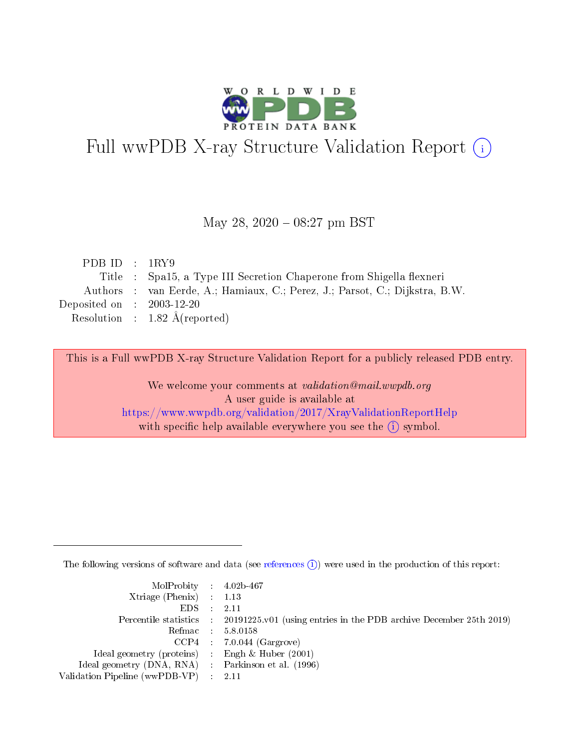# Full wwPDB X-ray Structure Validation Report (i)

May 28, 2020 – 08:27 pm BST

| | | |
|---|---|---|
| PDB ID | : | 1RY9 |
| Title | : | Spa15, a Type III Secretion Chaperone from Shigella flexneri |
| Authors | : | van Eerde, A.; Hamiaux, C.; Perez, J.; Parsot, C.; Dijkstra, B.W. |
| Deposited on | : | 2003-12-20 |
| Resolution | : | 1.82 Å(reported) |

This is a Full wwPDB X-ray Structure Validation Report for a publicly released PDB entry.

We welcome your comments at *validation@mail.wwpdb.org*
A user guide is available at
https://www.wwpdb.org/validation/2017/XrayValidationReportHelp
with specific help available everywhere you see the (i) symbol.

---

The following versions of software and data (see references (i)) were used in the production of this report:

| | | |
|---|---|---|
| MolProbity | : | 4.02b-467 |
| Xtriage (Phenix) | : | 1.13 |
| EDS | : | 2.11 |
| Percentile statistics | : | 20191225.v01 (using entries in the PDB archive December 25th 2019) |
| Refmac | : | 5.8.0158 |
| CCP4 | : | 7.0.044 (Gargrove) |
| Ideal geometry (proteins) | : | Engh & Huber (2001) |
| Ideal geometry (DNA, RNA) | : | Parkinson et al. (1996) |
| Validation Pipeline (wwPDB-VP) | : | 2.11 |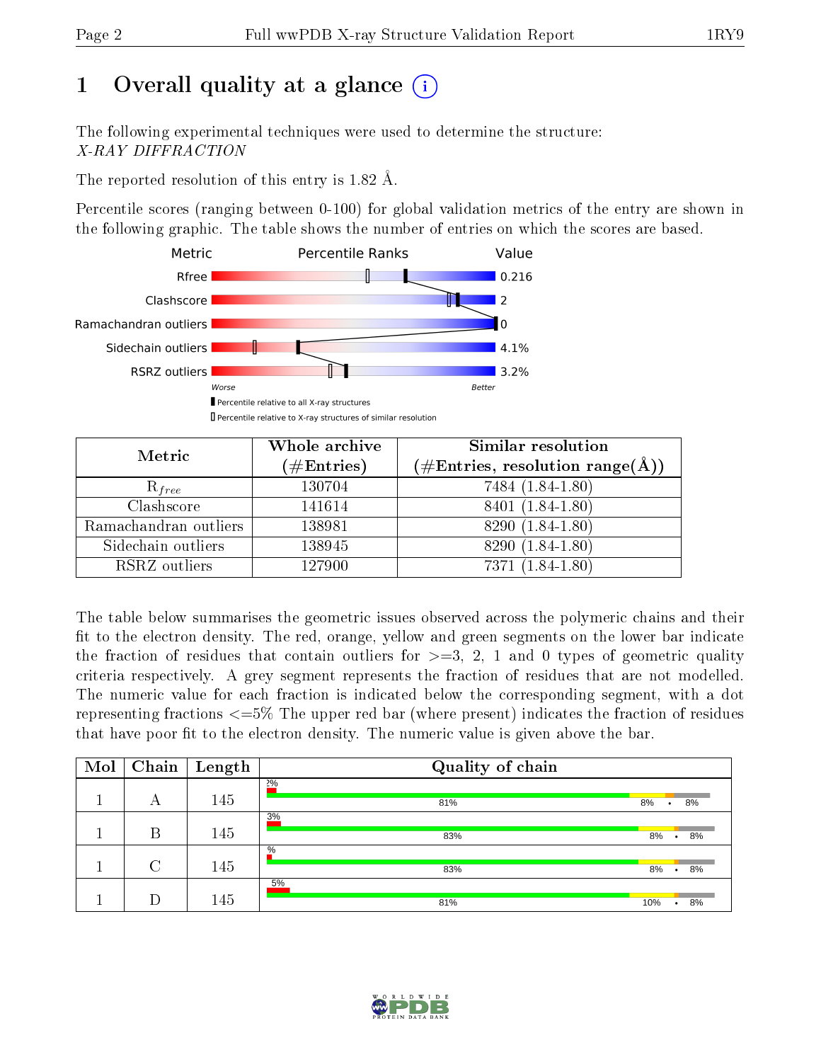# 1 Overall quality at a glance

The following experimental techniques were used to determine the structure:
*X-RAY DIFFRACTION*

The reported resolution of this entry is 1.82 Å.

Percentile scores (ranging between 0-100) for global validation metrics of the entry are shown in the following graphic. The table shows the number of entries on which the scores are based.

| Metric | Value |
|---|---|
| Rfree | 0.216 |
| Clashscore | 2 |
| Ramachandran outliers | 0 |
| Sidechain outliers | 4.1% |
| RSRZ outliers | 3.2% |

| Metric | Whole archive (#Entries) | Similar resolution (#Entries, resolution range(Å)) |
|---|---|---|
| $R_{free}$ | 130704 | 7484 (1.84-1.80) |
| Clashscore | 141614 | 8401 (1.84-1.80) |
| Ramachandran outliers | 138981 | 8290 (1.84-1.80) |
| Sidechain outliers | 138945 | 8290 (1.84-1.80) |
| RSRZ outliers | 127900 | 7371 (1.84-1.80) |

The table below summarises the geometric issues observed across the polymeric chains and their fit to the electron density. The red, orange, yellow and green segments on the lower bar indicate the fraction of residues that contain outliers for >=3, 2, 1 and 0 types of geometric quality criteria respectively. A grey segment represents the fraction of residues that are not modelled. The numeric value for each fraction is indicated below the corresponding segment, with a dot representing fractions <=5% The upper red bar (where present) indicates the fraction of residues that have poor fit to the electron density. The numeric value is given above the bar.

| Mol | Chain | Length | Quality of chain |
|---|---|---|---|
| 1 | A | 145 | 2% / 81% 8% • 8% |
| 1 | B | 145 | 3% / 83% 8% • 8% |
| 1 | C | 145 | % / 83% 8% • 8% |
| 1 | D | 145 | 5% / 81% 10% • 8% |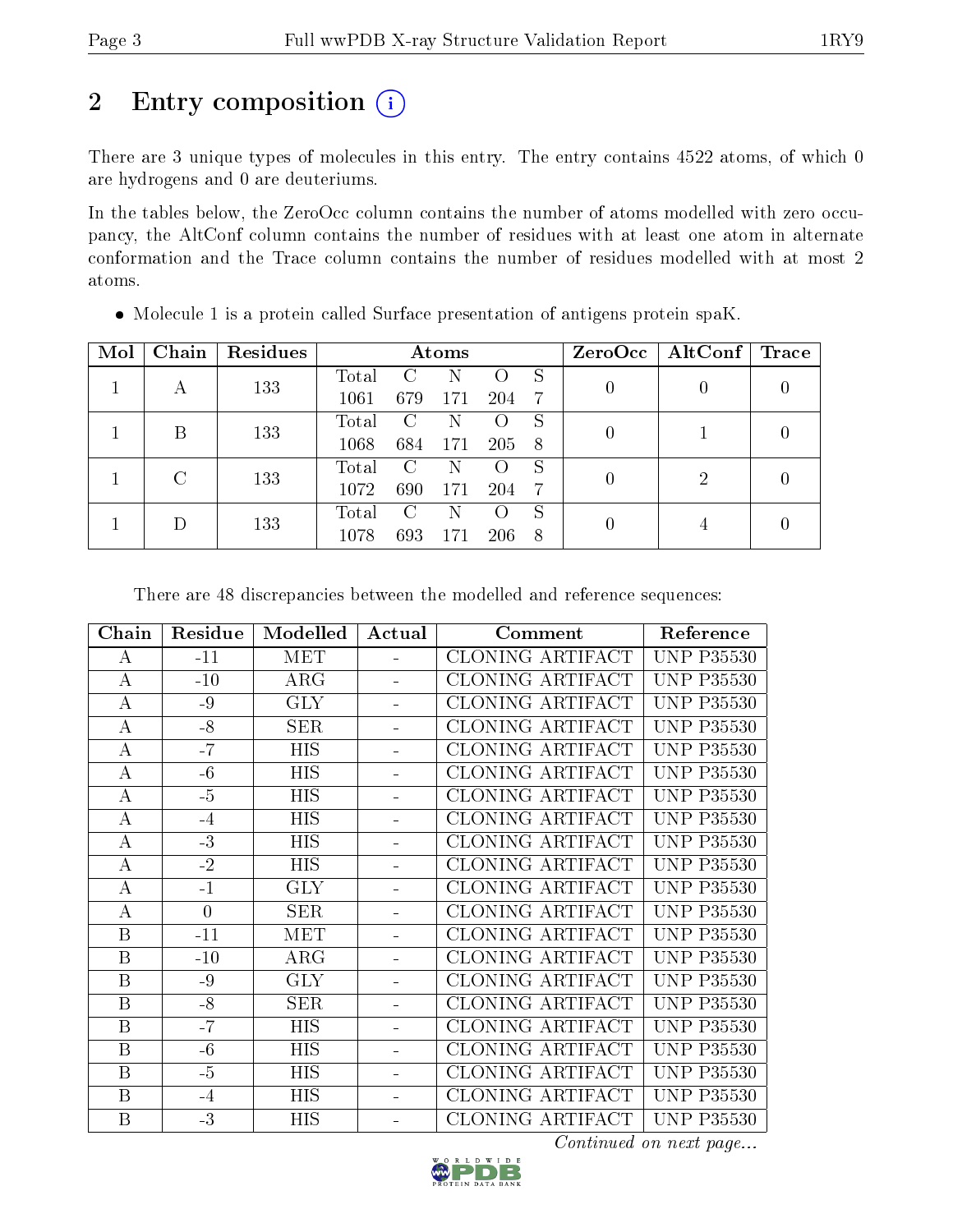# 2 Entry composition

There are 3 unique types of molecules in this entry. The entry contains 4522 atoms, of which 0 are hydrogens and 0 are deuteriums.

In the tables below, the ZeroOcc column contains the number of atoms modelled with zero occupancy, the AltConf column contains the number of residues with at least one atom in alternate conformation and the Trace column contains the number of residues modelled with at most 2 atoms.

- Molecule 1 is a protein called Surface presentation of antigens protein spaK.

| Mol | Chain | Residues | Atoms | | | | | ZeroOcc | AltConf | Trace |
|---|---|---|---|---|---|---|---|---|---|---|
| 1 | A | 133 | Total<br>1061 | C<br>679 | N<br>171 | O<br>204 | S<br>7 | 0 | 0 | 0 |
| 1 | B | 133 | Total<br>1068 | C<br>684 | N<br>171 | O<br>205 | S<br>8 | 0 | 1 | 0 |
| 1 | C | 133 | Total<br>1072 | C<br>690 | N<br>171 | O<br>204 | S<br>7 | 0 | 2 | 0 |
| 1 | D | 133 | Total<br>1078 | C<br>693 | N<br>171 | O<br>206 | S<br>8 | 0 | 4 | 0 |

There are 48 discrepancies between the modelled and reference sequences:

| Chain | Residue | Modelled | Actual | Comment | Reference |
|---|---|---|---|---|---|
| A | -11 | MET | - | CLONING ARTIFACT | UNP P35530 |
| A | -10 | ARG | - | CLONING ARTIFACT | UNP P35530 |
| A | -9 | GLY | - | CLONING ARTIFACT | UNP P35530 |
| A | -8 | SER | - | CLONING ARTIFACT | UNP P35530 |
| A | -7 | HIS | - | CLONING ARTIFACT | UNP P35530 |
| A | -6 | HIS | - | CLONING ARTIFACT | UNP P35530 |
| A | -5 | HIS | - | CLONING ARTIFACT | UNP P35530 |
| A | -4 | HIS | - | CLONING ARTIFACT | UNP P35530 |
| A | -3 | HIS | - | CLONING ARTIFACT | UNP P35530 |
| A | -2 | HIS | - | CLONING ARTIFACT | UNP P35530 |
| A | -1 | GLY | - | CLONING ARTIFACT | UNP P35530 |
| A | 0 | SER | - | CLONING ARTIFACT | UNP P35530 |
| B | -11 | MET | - | CLONING ARTIFACT | UNP P35530 |
| B | -10 | ARG | - | CLONING ARTIFACT | UNP P35530 |
| B | -9 | GLY | - | CLONING ARTIFACT | UNP P35530 |
| B | -8 | SER | - | CLONING ARTIFACT | UNP P35530 |
| B | -7 | HIS | - | CLONING ARTIFACT | UNP P35530 |
| B | -6 | HIS | - | CLONING ARTIFACT | UNP P35530 |
| B | -5 | HIS | - | CLONING ARTIFACT | UNP P35530 |
| B | -4 | HIS | - | CLONING ARTIFACT | UNP P35530 |
| B | -3 | HIS | - | CLONING ARTIFACT | UNP P35530 |

*Continued on next page...*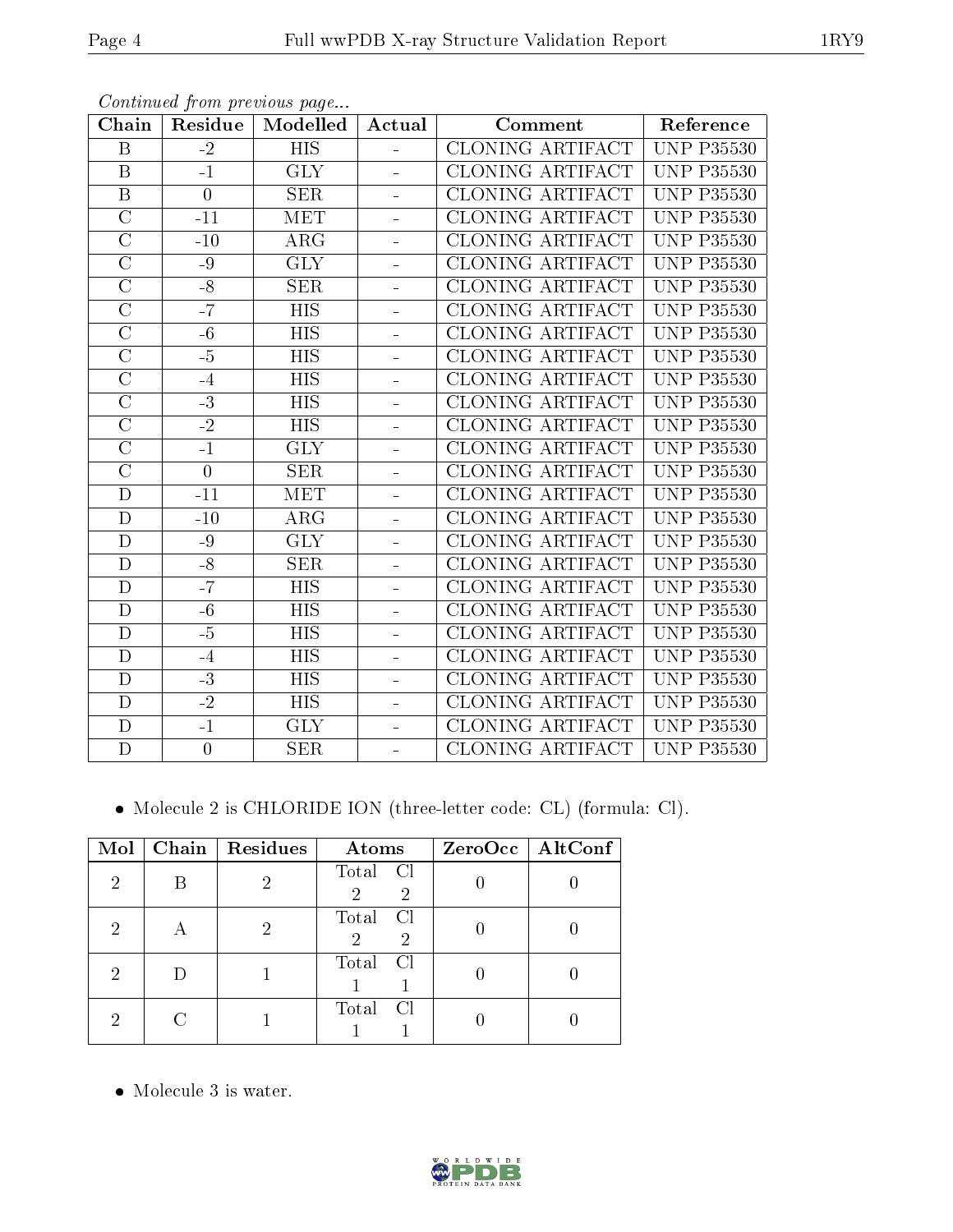Continued from previous page...

| Chain | Residue | Modelled | Actual | Comment | Reference |
|---|---|---|---|---|---|
| B | -2 | HIS | - | CLONING ARTIFACT | UNP P35530 |
| B | -1 | GLY | - | CLONING ARTIFACT | UNP P35530 |
| B | 0 | SER | - | CLONING ARTIFACT | UNP P35530 |
| C | -11 | MET | - | CLONING ARTIFACT | UNP P35530 |
| C | -10 | ARG | - | CLONING ARTIFACT | UNP P35530 |
| C | -9 | GLY | - | CLONING ARTIFACT | UNP P35530 |
| C | -8 | SER | - | CLONING ARTIFACT | UNP P35530 |
| C | -7 | HIS | - | CLONING ARTIFACT | UNP P35530 |
| C | -6 | HIS | - | CLONING ARTIFACT | UNP P35530 |
| C | -5 | HIS | - | CLONING ARTIFACT | UNP P35530 |
| C | -4 | HIS | - | CLONING ARTIFACT | UNP P35530 |
| C | -3 | HIS | - | CLONING ARTIFACT | UNP P35530 |
| C | -2 | HIS | - | CLONING ARTIFACT | UNP P35530 |
| C | -1 | GLY | - | CLONING ARTIFACT | UNP P35530 |
| C | 0 | SER | - | CLONING ARTIFACT | UNP P35530 |
| D | -11 | MET | - | CLONING ARTIFACT | UNP P35530 |
| D | -10 | ARG | - | CLONING ARTIFACT | UNP P35530 |
| D | -9 | GLY | - | CLONING ARTIFACT | UNP P35530 |
| D | -8 | SER | - | CLONING ARTIFACT | UNP P35530 |
| D | -7 | HIS | - | CLONING ARTIFACT | UNP P35530 |
| D | -6 | HIS | - | CLONING ARTIFACT | UNP P35530 |
| D | -5 | HIS | - | CLONING ARTIFACT | UNP P35530 |
| D | -4 | HIS | - | CLONING ARTIFACT | UNP P35530 |
| D | -3 | HIS | - | CLONING ARTIFACT | UNP P35530 |
| D | -2 | HIS | - | CLONING ARTIFACT | UNP P35530 |
| D | -1 | GLY | - | CLONING ARTIFACT | UNP P35530 |
| D | 0 | SER | - | CLONING ARTIFACT | UNP P35530 |

- Molecule 2 is CHLORIDE ION (three-letter code: CL) (formula: Cl).

| Mol | Chain | Residues | Atoms | ZeroOcc | AltConf |
|---|---|---|---|---|---|
| 2 | B | 2 | Total Cl<br>2 2 | 0 | 0 |
| 2 | A | 2 | Total Cl<br>2 2 | 0 | 0 |
| 2 | D | 1 | Total Cl<br>1 1 | 0 | 0 |
| 2 | C | 1 | Total Cl<br>1 1 | 0 | 0 |

- Molecule 3 is water.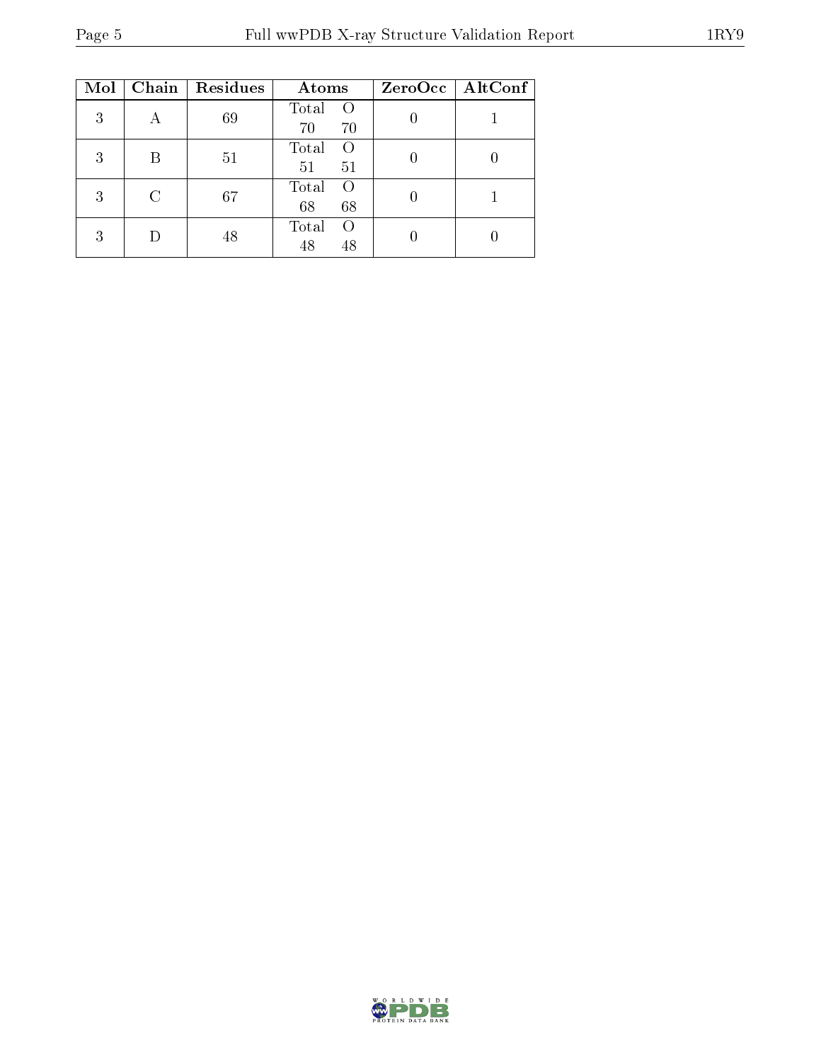| Mol | Chain | Residues | Atoms | | ZeroOcc | AltConf |
|---|---|---|---|---|---|---|
| | | | Total | O | | |
| 3 | A | 69 | 70 | 70 | 0 | 1 |
| 3 | B | 51 | 51 | 51 | 0 | 0 |
| 3 | C | 67 | 68 | 68 | 0 | 1 |
| 3 | D | 48 | 48 | 48 | 0 | 0 |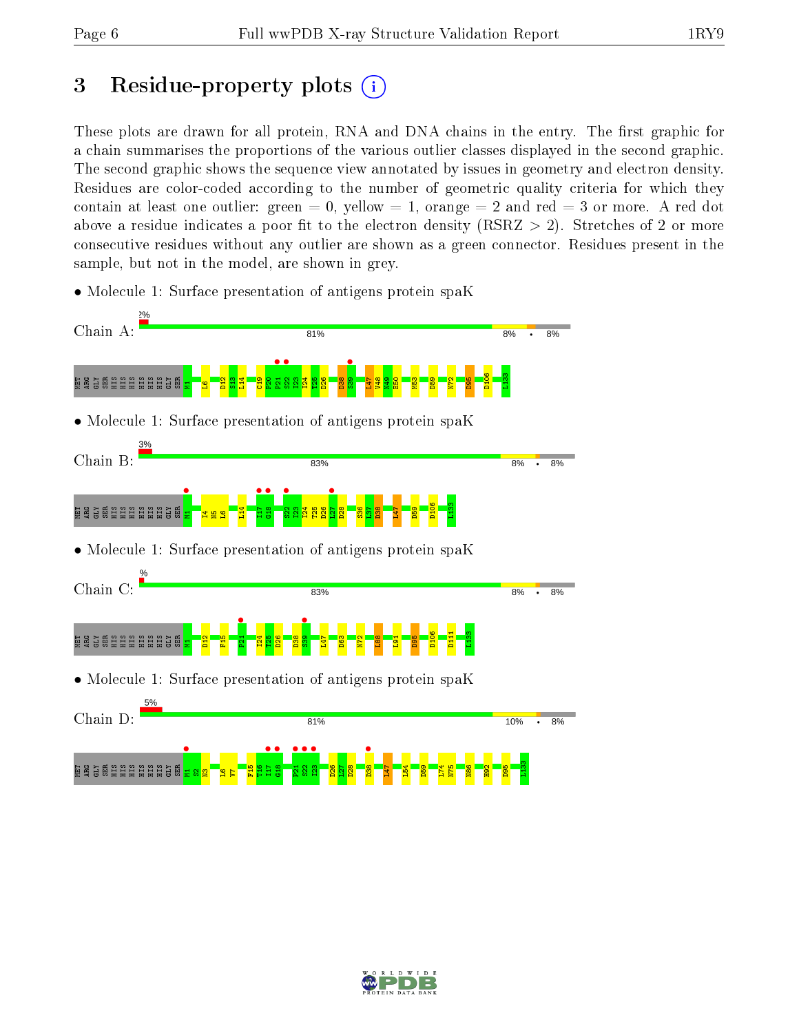# 3 Residue-property plots

These plots are drawn for all protein, RNA and DNA chains in the entry. The first graphic for a chain summarises the proportions of the various outlier classes displayed in the second graphic. The second graphic shows the sequence view annotated by issues in geometry and electron density. Residues are color-coded according to the number of geometric quality criteria for which they contain at least one outlier: green = 0, yellow = 1, orange = 2 and red = 3 or more. A red dot above a residue indicates a poor fit to the electron density (RSRZ > 2). Stretches of 2 or more consecutive residues without any outlier are shown as a green connector. Residues present in the sample, but not in the model, are shown in grey.

- Molecule 1: Surface presentation of antigens protein spaK

Chain A: 2% | 81% | 8% | • | 8%

MET ARG GLY SER HIS HIS HIS HIS HIS HIS GLY SER M1 L6 D12 S13 L14 C19 P20 P21 S22 I23 I24 T25 D26 D38 S39 L47 V48 N49 E50 M53 D59 N72 D95 D106 L133

- Molecule 1: Surface presentation of antigens protein spaK

Chain B: 3% | 83% | 8% | • | 8%

MET ARG GLY SER HIS HIS HIS HIS HIS HIS GLY SER M1 I4 N5 L6 L14 I17 G18 S22 I23 I24 T25 D26 L27 D28 S36 L37 D38 L47 D59 D106 L133

- Molecule 1: Surface presentation of antigens protein spaK

Chain C: % | 83% | 8% | • | 8%

MET ARG GLY SER HIS HIS HIS HIS HIS HIS GLY SER M1 D12 F15 P21 I24 T25 D26 D38 S39 L47 D63 N72 L88 L91 D95 D106 D111 L133

- Molecule 1: Surface presentation of antigens protein spaK

Chain D: 5% | 81% | 10% | • | 8%

MET ARG GLY SER HIS HIS HIS HIS HIS HIS GLY SER M1 S2 N3 L6 V7 F15 T16 I17 G18 P21 S22 I23 D26 L27 D28 D38 L47 L54 D59 L74 N75 N86 H92 D95 L133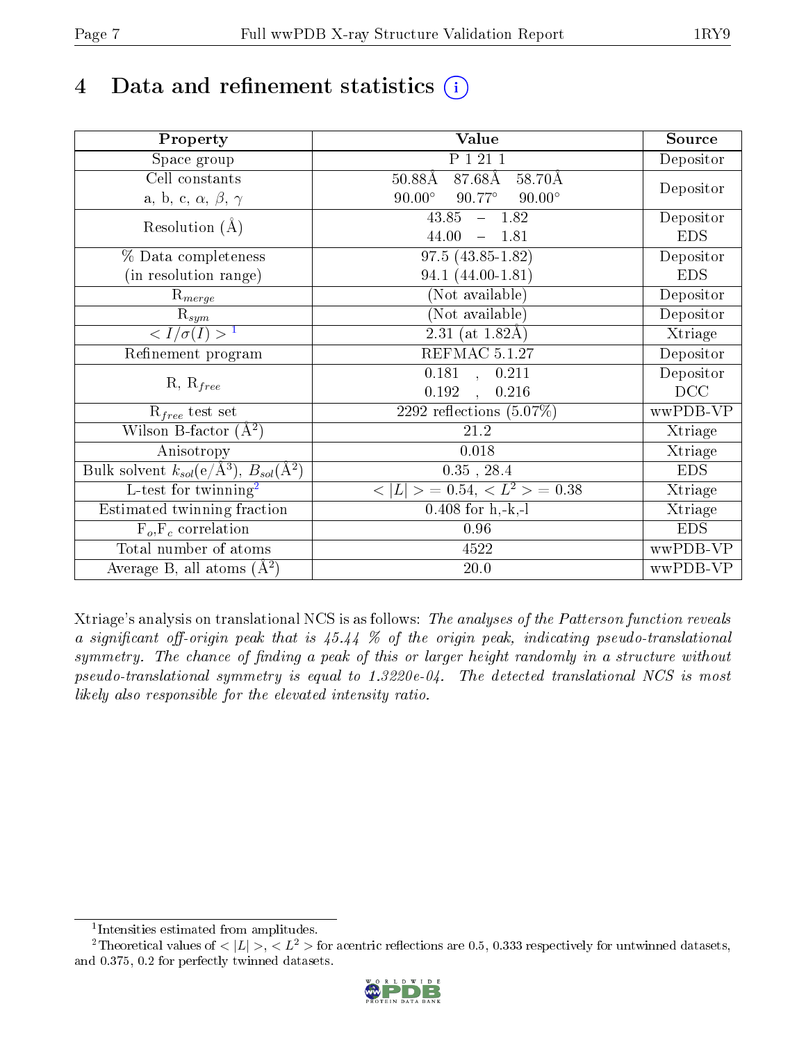# 4 Data and refinement statistics

| Property | Value | Source |
|---|---|---|
| Space group | P 1 21 1 | Depositor |
| Cell constants<br>a, b, c, $\alpha$, $\beta$, $\gamma$ | 50.88Å 87.68Å 58.70Å<br>90.00° 90.77° 90.00° | Depositor |
| Resolution (Å) | 43.85 – 1.82<br>44.00 – 1.81 | Depositor<br>EDS |
| % Data completeness<br>(in resolution range) | 97.5 (43.85-1.82)<br>94.1 (44.00-1.81) | Depositor<br>EDS |
| $R_{merge}$ | (Not available) | Depositor |
| $R_{sym}$ | (Not available) | Depositor |
| $< I/\sigma(I) >$ [1] | 2.31 (at 1.82Å) | Xtriage |
| Refinement program | REFMAC 5.1.27 | Depositor |
| R, $R_{free}$ | 0.181 , 0.211<br>0.192 , 0.216 | Depositor<br>DCC |
| $R_{free}$ test set | 2292 reflections (5.07%) | wwPDB-VP |
| Wilson B-factor (Å$^2$) | 21.2 | Xtriage |
| Anisotropy | 0.018 | Xtriage |
| Bulk solvent $k_{sol}$(e/Å$^3$), $B_{sol}$(Å$^2$) | 0.35 , 28.4 | EDS |
| L-test for twinning[2] | $< \|L\| > = 0.54$, $< L^2 > = 0.38$ | Xtriage |
| Estimated twinning fraction | 0.408 for h,-k,-l | Xtriage |
| $F_o$,$F_c$ correlation | 0.96 | EDS |
| Total number of atoms | 4522 | wwPDB-VP |
| Average B, all atoms (Å$^2$) | 20.0 | wwPDB-VP |

Xtriage's analysis on translational NCS is as follows: *The analyses of the Patterson function reveals a significant off-origin peak that is 45.44 % of the origin peak, indicating pseudo-translational symmetry. The chance of finding a peak of this or larger height randomly in a structure without pseudo-translational symmetry is equal to 1.3220e-04. The detected translational NCS is most likely also responsible for the elevated intensity ratio.*

[1] Intensities estimated from amplitudes.

[2] Theoretical values of $< |L| >$, $< L^2 >$ for acentric reflections are 0.5, 0.333 respectively for untwinned datasets, and 0.375, 0.2 for perfectly twinned datasets.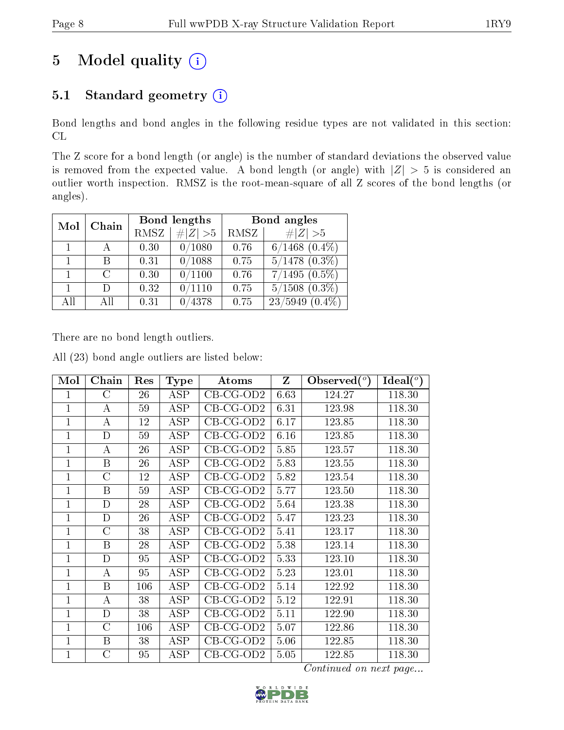# 5 Model quality (i)

## 5.1 Standard geometry (i)

Bond lengths and bond angles in the following residue types are not validated in this section: CL

The Z score for a bond length (or angle) is the number of standard deviations the observed value is removed from the expected value. A bond length (or angle) with $|Z| > 5$ is considered an outlier worth inspection. RMSZ is the root-mean-square of all Z scores of the bond lengths (or angles).

| Mol | Chain | Bond lengths | | Bond angles | |
|---|---|---|---|---|---|
| | | RMSZ | #$\|Z\|$ >5 | RMSZ | #$\|Z\|$ >5 |
| 1 | A | 0.30 | 0/1080 | 0.76 | 6/1468 (0.4%) |
| 1 | B | 0.31 | 0/1088 | 0.75 | 5/1478 (0.3%) |
| 1 | C | 0.30 | 0/1100 | 0.76 | 7/1495 (0.5%) |
| 1 | D | 0.32 | 0/1110 | 0.75 | 5/1508 (0.3%) |
| All | All | 0.31 | 0/4378 | 0.75 | 23/5949 (0.4%) |

There are no bond length outliers.

All (23) bond angle outliers are listed below:

| Mol | Chain | Res | Type | Atoms | Z | Observed(°) | Ideal(°) |
|---|---|---|---|---|---|---|---|
| 1 | C | 26 | ASP | CB-CG-OD2 | 6.63 | 124.27 | 118.30 |
| 1 | A | 59 | ASP | CB-CG-OD2 | 6.31 | 123.98 | 118.30 |
| 1 | A | 12 | ASP | CB-CG-OD2 | 6.17 | 123.85 | 118.30 |
| 1 | D | 59 | ASP | CB-CG-OD2 | 6.16 | 123.85 | 118.30 |
| 1 | A | 26 | ASP | CB-CG-OD2 | 5.85 | 123.57 | 118.30 |
| 1 | B | 26 | ASP | CB-CG-OD2 | 5.83 | 123.55 | 118.30 |
| 1 | C | 12 | ASP | CB-CG-OD2 | 5.82 | 123.54 | 118.30 |
| 1 | B | 59 | ASP | CB-CG-OD2 | 5.77 | 123.50 | 118.30 |
| 1 | D | 28 | ASP | CB-CG-OD2 | 5.64 | 123.38 | 118.30 |
| 1 | D | 26 | ASP | CB-CG-OD2 | 5.47 | 123.23 | 118.30 |
| 1 | C | 38 | ASP | CB-CG-OD2 | 5.41 | 123.17 | 118.30 |
| 1 | B | 28 | ASP | CB-CG-OD2 | 5.38 | 123.14 | 118.30 |
| 1 | D | 95 | ASP | CB-CG-OD2 | 5.33 | 123.10 | 118.30 |
| 1 | A | 95 | ASP | CB-CG-OD2 | 5.23 | 123.01 | 118.30 |
| 1 | B | 106 | ASP | CB-CG-OD2 | 5.14 | 122.92 | 118.30 |
| 1 | A | 38 | ASP | CB-CG-OD2 | 5.12 | 122.91 | 118.30 |
| 1 | D | 38 | ASP | CB-CG-OD2 | 5.11 | 122.90 | 118.30 |
| 1 | C | 106 | ASP | CB-CG-OD2 | 5.07 | 122.86 | 118.30 |
| 1 | B | 38 | ASP | CB-CG-OD2 | 5.06 | 122.85 | 118.30 |
| 1 | C | 95 | ASP | CB-CG-OD2 | 5.05 | 122.85 | 118.30 |

*Continued on next page...*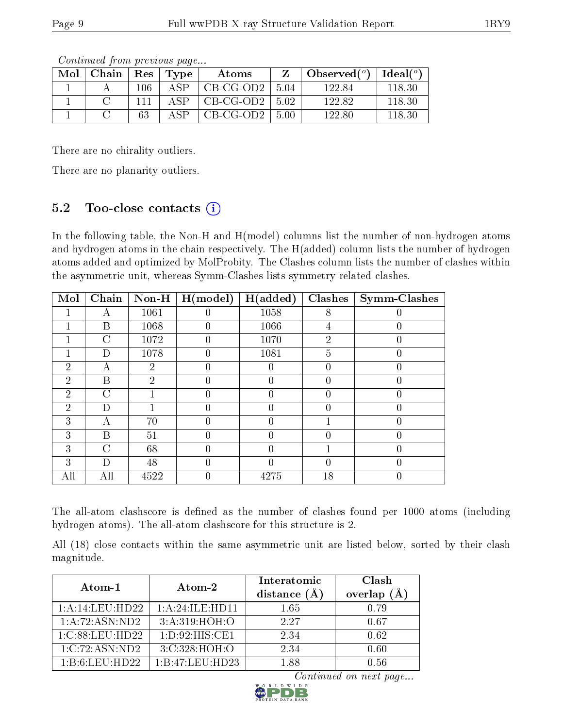*Continued from previous page...*

| Mol | Chain | Res | Type | Atoms | Z | Observed(°) | Ideal(°) |
|---|---|---|---|---|---|---|---|
| 1 | A | 106 | ASP | CB-CG-OD2 | 5.04 | 122.84 | 118.30 |
| 1 | C | 111 | ASP | CB-CG-OD2 | 5.02 | 122.82 | 118.30 |
| 1 | C | 63 | ASP | CB-CG-OD2 | 5.00 | 122.80 | 118.30 |

There are no chirality outliers.

There are no planarity outliers.

### 5.2 Too-close contacts (i)

In the following table, the Non-H and H(model) columns list the number of non-hydrogen atoms and hydrogen atoms in the chain respectively. The H(added) column lists the number of hydrogen atoms added and optimized by MolProbity. The Clashes column lists the number of clashes within the asymmetric unit, whereas Symm-Clashes lists symmetry related clashes.

| Mol | Chain | Non-H | H(model) | H(added) | Clashes | Symm-Clashes |
|---|---|---|---|---|---|---|
| 1 | A | 1061 | 0 | 1058 | 8 | 0 |
| 1 | B | 1068 | 0 | 1066 | 4 | 0 |
| 1 | C | 1072 | 0 | 1070 | 2 | 0 |
| 1 | D | 1078 | 0 | 1081 | 5 | 0 |
| 2 | A | 2 | 0 | 0 | 0 | 0 |
| 2 | B | 2 | 0 | 0 | 0 | 0 |
| 2 | C | 1 | 0 | 0 | 0 | 0 |
| 2 | D | 1 | 0 | 0 | 0 | 0 |
| 3 | A | 70 | 0 | 0 | 1 | 0 |
| 3 | B | 51 | 0 | 0 | 0 | 0 |
| 3 | C | 68 | 0 | 0 | 1 | 0 |
| 3 | D | 48 | 0 | 0 | 0 | 0 |
| All | All | 4522 | 0 | 4275 | 18 | 0 |

The all-atom clashscore is defined as the number of clashes found per 1000 atoms (including hydrogen atoms). The all-atom clashscore for this structure is 2.

All (18) close contacts within the same asymmetric unit are listed below, sorted by their clash magnitude.

| Atom-1 | Atom-2 | Interatomic distance (Å) | Clash overlap (Å) |
|---|---|---|---|
| 1:A:14:LEU:HD22 | 1:A:24:ILE:HD11 | 1.65 | 0.79 |
| 1:A:72:ASN:ND2 | 3:A:319:HOH:O | 2.27 | 0.67 |
| 1:C:88:LEU:HD22 | 1:D:92:HIS:CE1 | 2.34 | 0.62 |
| 1:C:72:ASN:ND2 | 3:C:328:HOH:O | 2.34 | 0.60 |
| 1:B:6:LEU:HD22 | 1:B:47:LEU:HD23 | 1.88 | 0.56 |

*Continued on next page...*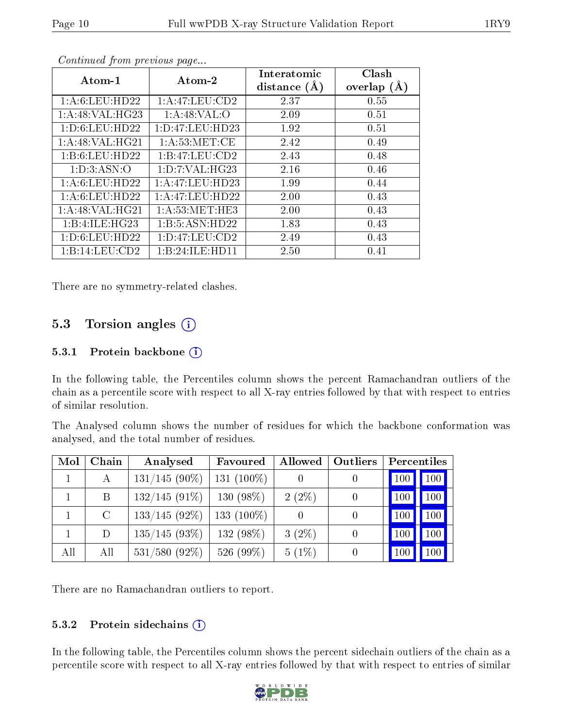*Continued from previous page...*

| Atom-1 | Atom-2 | Interatomic distance (Å) | Clash overlap (Å) |
|---|---|---|---|
| 1:A:6:LEU:HD22 | 1:A:47:LEU:CD2 | 2.37 | 0.55 |
| 1:A:48:VAL:HG23 | 1:A:48:VAL:O | 2.09 | 0.51 |
| 1:D:6:LEU:HD22 | 1:D:47:LEU:HD23 | 1.92 | 0.51 |
| 1:A:48:VAL:HG21 | 1:A:53:MET:CE | 2.42 | 0.49 |
| 1:B:6:LEU:HD22 | 1:B:47:LEU:CD2 | 2.43 | 0.48 |
| 1:D:3:ASN:O | 1:D:7:VAL:HG23 | 2.16 | 0.46 |
| 1:A:6:LEU:HD22 | 1:A:47:LEU:HD23 | 1.99 | 0.44 |
| 1:A:6:LEU:HD22 | 1:A:47:LEU:HD22 | 2.00 | 0.43 |
| 1:A:48:VAL:HG21 | 1:A:53:MET:HE3 | 2.00 | 0.43 |
| 1:B:4:ILE:HG23 | 1:B:5:ASN:HD22 | 1.83 | 0.43 |
| 1:D:6:LEU:HD22 | 1:D:47:LEU:CD2 | 2.49 | 0.43 |
| 1:B:14:LEU:CD2 | 1:B:24:ILE:HD11 | 2.50 | 0.41 |

There are no symmetry-related clashes.

## 5.3 Torsion angles

### 5.3.1 Protein backbone

In the following table, the Percentiles column shows the percent Ramachandran outliers of the chain as a percentile score with respect to all X-ray entries followed by that with respect to entries of similar resolution.

The Analysed column shows the number of residues for which the backbone conformation was analysed, and the total number of residues.

| Mol | Chain | Analysed | Favoured | Allowed | Outliers | Percentiles | |
|---|---|---|---|---|---|---|---|
| 1 | A | 131/145 (90%) | 131 (100%) | 0 | 0 | 100 | 100 |
| 1 | B | 132/145 (91%) | 130 (98%) | 2 (2%) | 0 | 100 | 100 |
| 1 | C | 133/145 (92%) | 133 (100%) | 0 | 0 | 100 | 100 |
| 1 | D | 135/145 (93%) | 132 (98%) | 3 (2%) | 0 | 100 | 100 |
| All | All | 531/580 (92%) | 526 (99%) | 5 (1%) | 0 | 100 | 100 |

There are no Ramachandran outliers to report.

### 5.3.2 Protein sidechains

In the following table, the Percentiles column shows the percent sidechain outliers of the chain as a percentile score with respect to all X-ray entries followed by that with respect to entries of similar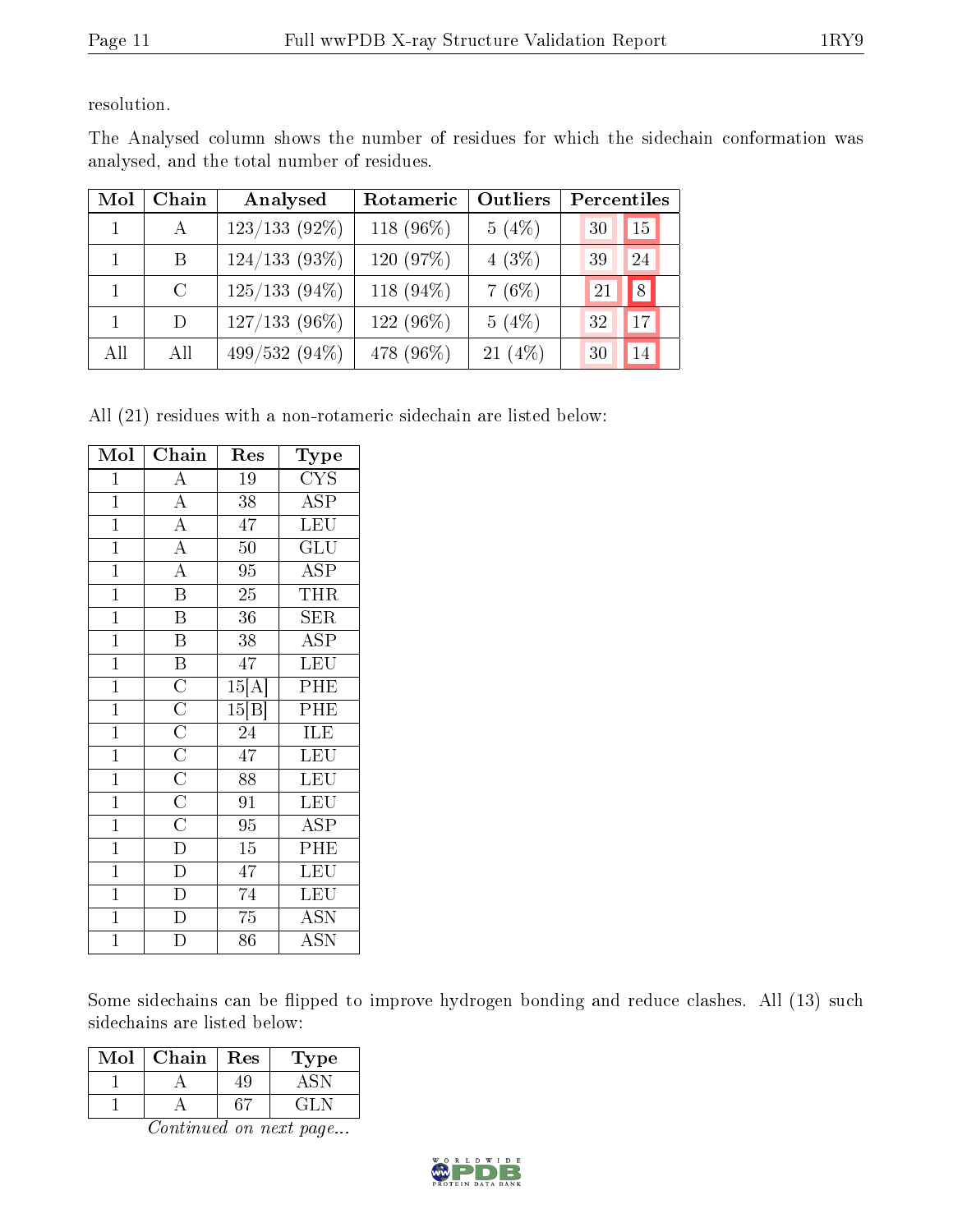resolution.

The Analysed column shows the number of residues for which the sidechain conformation was analysed, and the total number of residues.

| Mol | Chain | Analysed | Rotameric | Outliers | Percentiles | |
|---|---|---|---|---|---|---|
| 1 | A | 123/133 (92%) | 118 (96%) | 5 (4%) | 30 | 15 |
| 1 | B | 124/133 (93%) | 120 (97%) | 4 (3%) | 39 | 24 |
| 1 | C | 125/133 (94%) | 118 (94%) | 7 (6%) | 21 | 8 |
| 1 | D | 127/133 (96%) | 122 (96%) | 5 (4%) | 32 | 17 |
| All | All | 499/532 (94%) | 478 (96%) | 21 (4%) | 30 | 14 |

All (21) residues with a non-rotameric sidechain are listed below:

| Mol | Chain | Res | Type |
|---|---|---|---|
| 1 | A | 19 | CYS |
| 1 | A | 38 | ASP |
| 1 | A | 47 | LEU |
| 1 | A | 50 | GLU |
| 1 | A | 95 | ASP |
| 1 | B | 25 | THR |
| 1 | B | 36 | SER |
| 1 | B | 38 | ASP |
| 1 | B | 47 | LEU |
| 1 | C | 15[A] | PHE |
| 1 | C | 15[B] | PHE |
| 1 | C | 24 | ILE |
| 1 | C | 47 | LEU |
| 1 | C | 88 | LEU |
| 1 | C | 91 | LEU |
| 1 | C | 95 | ASP |
| 1 | D | 15 | PHE |
| 1 | D | 47 | LEU |
| 1 | D | 74 | LEU |
| 1 | D | 75 | ASN |
| 1 | D | 86 | ASN |

Some sidechains can be flipped to improve hydrogen bonding and reduce clashes. All (13) such sidechains are listed below:

| Mol | Chain | Res | Type |
|---|---|---|---|
| 1 | A | 49 | ASN |
| 1 | A | 67 | GLN |

*Continued on next page...*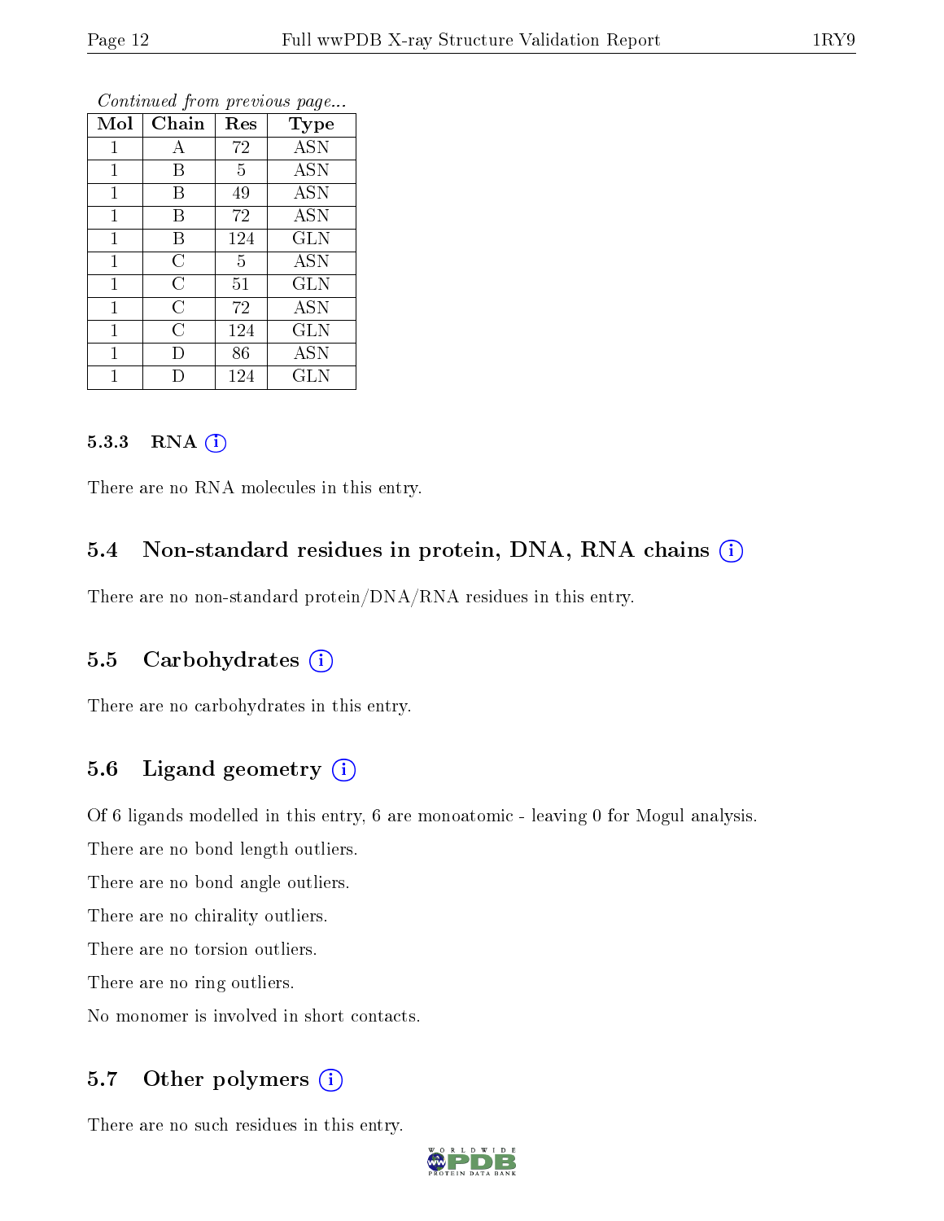*Continued from previous page...*

| Mol | Chain | Res | Type |
|---|---|---|---|
| 1 | A | 72 | ASN |
| 1 | B | 5 | ASN |
| 1 | B | 49 | ASN |
| 1 | B | 72 | ASN |
| 1 | B | 124 | GLN |
| 1 | C | 5 | ASN |
| 1 | C | 51 | GLN |
| 1 | C | 72 | ASN |
| 1 | C | 124 | GLN |
| 1 | D | 86 | ASN |
| 1 | D | 124 | GLN |

#### 5.3.3 RNA

There are no RNA molecules in this entry.

### 5.4 Non-standard residues in protein, DNA, RNA chains

There are no non-standard protein/DNA/RNA residues in this entry.

### 5.5 Carbohydrates

There are no carbohydrates in this entry.

### 5.6 Ligand geometry

Of 6 ligands modelled in this entry, 6 are monoatomic - leaving 0 for Mogul analysis.

There are no bond length outliers.

There are no bond angle outliers.

There are no chirality outliers.

There are no torsion outliers.

There are no ring outliers.

No monomer is involved in short contacts.

### 5.7 Other polymers

There are no such residues in this entry.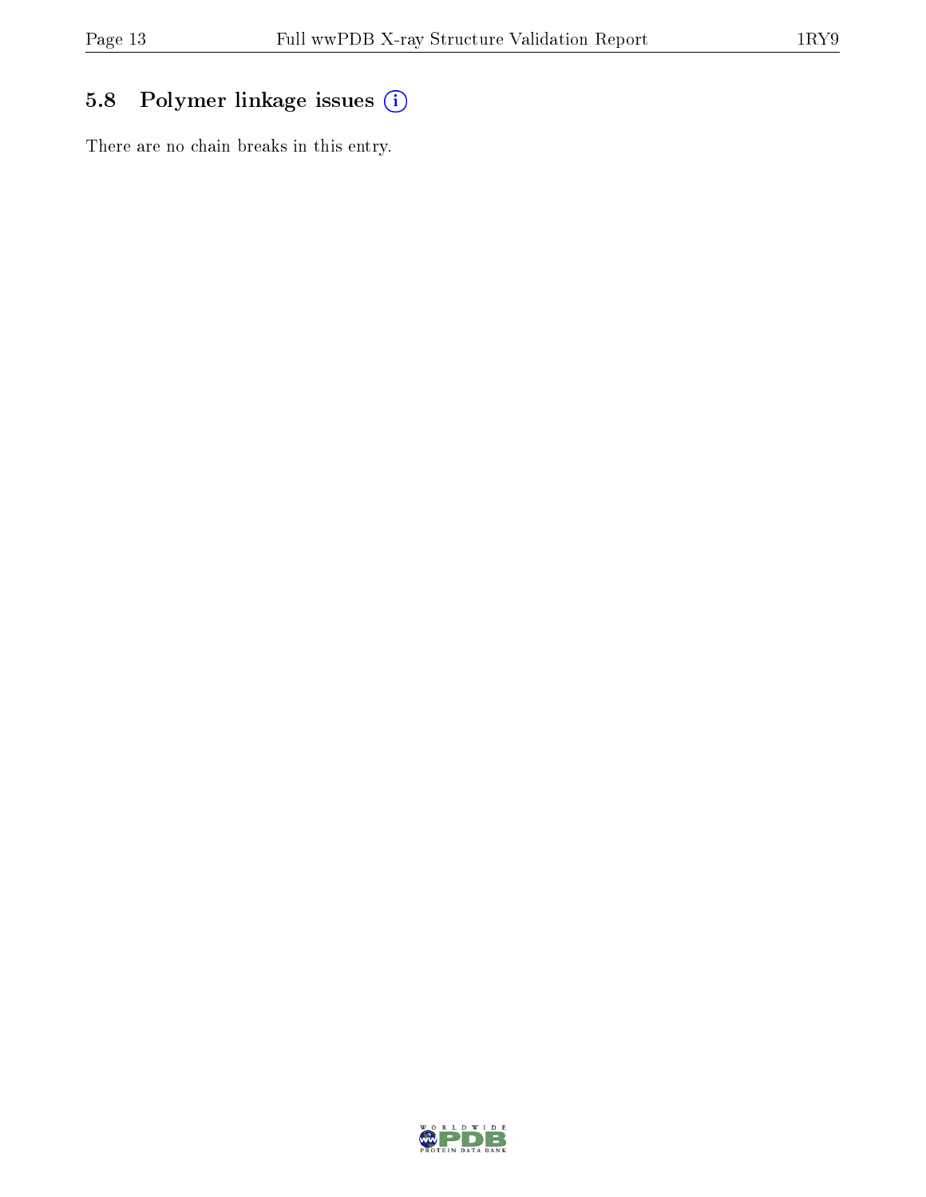## 5.8 Polymer linkage issues

There are no chain breaks in this entry.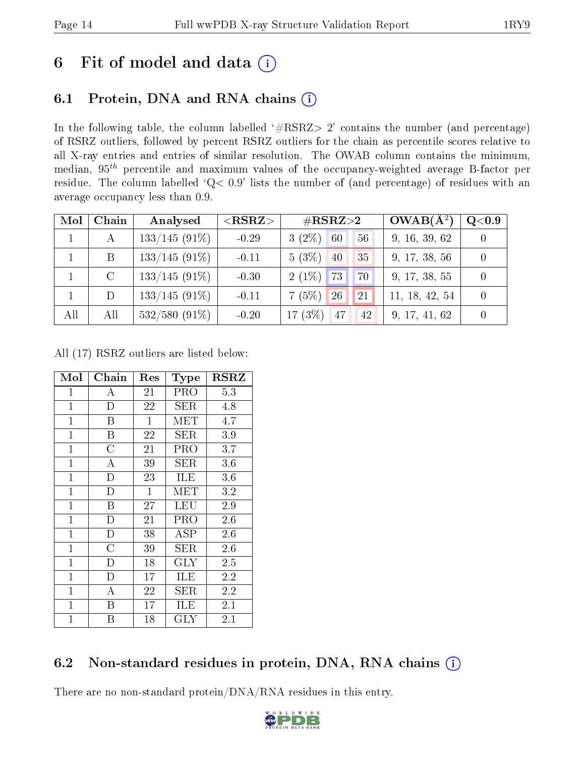# 6 Fit of model and data (i)

## 6.1 Protein, DNA and RNA chains (i)

In the following table, the column labelled '#RSRZ> 2' contains the number (and percentage) of RSRZ outliers, followed by percent RSRZ outliers for the chain as percentile scores relative to all X-ray entries and entries of similar resolution. The OWAB column contains the minimum, median, $95^{th}$ percentile and maximum values of the occupancy-weighted average B-factor per residue. The column labelled 'Q< 0.9' lists the number of (and percentage) of residues with an average occupancy less than 0.9.

| Mol | Chain | Analysed | <RSRZ> | #RSRZ>2 | | | OWAB(Å$^2$) | Q<0.9 |
|---|---|---|---|---|---|---|---|---|
| 1 | A | 133/145 (91%) | -0.29 | 3 (2%) | 60 | 56 | 9, 16, 39, 62 | 0 |
| 1 | B | 133/145 (91%) | -0.11 | 5 (3%) | 40 | 35 | 9, 17, 38, 56 | 0 |
| 1 | C | 133/145 (91%) | -0.30 | 2 (1%) | 73 | 70 | 9, 17, 38, 55 | 0 |
| 1 | D | 133/145 (91%) | -0.11 | 7 (5%) | 26 | 21 | 11, 18, 42, 54 | 0 |
| All | All | 532/580 (91%) | -0.20 | 17 (3%) | 47 | 42 | 9, 17, 41, 62 | 0 |

All (17) RSRZ outliers are listed below:

| Mol | Chain | Res | Type | RSRZ |
|---|---|---|---|---|
| 1 | A | 21 | PRO | 5.3 |
| 1 | D | 22 | SER | 4.8 |
| 1 | B | 1 | MET | 4.7 |
| 1 | B | 22 | SER | 3.9 |
| 1 | C | 21 | PRO | 3.7 |
| 1 | A | 39 | SER | 3.6 |
| 1 | D | 23 | ILE | 3.6 |
| 1 | D | 1 | MET | 3.2 |
| 1 | B | 27 | LEU | 2.9 |
| 1 | D | 21 | PRO | 2.6 |
| 1 | D | 38 | ASP | 2.6 |
| 1 | C | 39 | SER | 2.6 |
| 1 | D | 18 | GLY | 2.5 |
| 1 | D | 17 | ILE | 2.2 |
| 1 | A | 22 | SER | 2.2 |
| 1 | B | 17 | ILE | 2.1 |
| 1 | B | 18 | GLY | 2.1 |

## 6.2 Non-standard residues in protein, DNA, RNA chains (i)

There are no non-standard protein/DNA/RNA residues in this entry.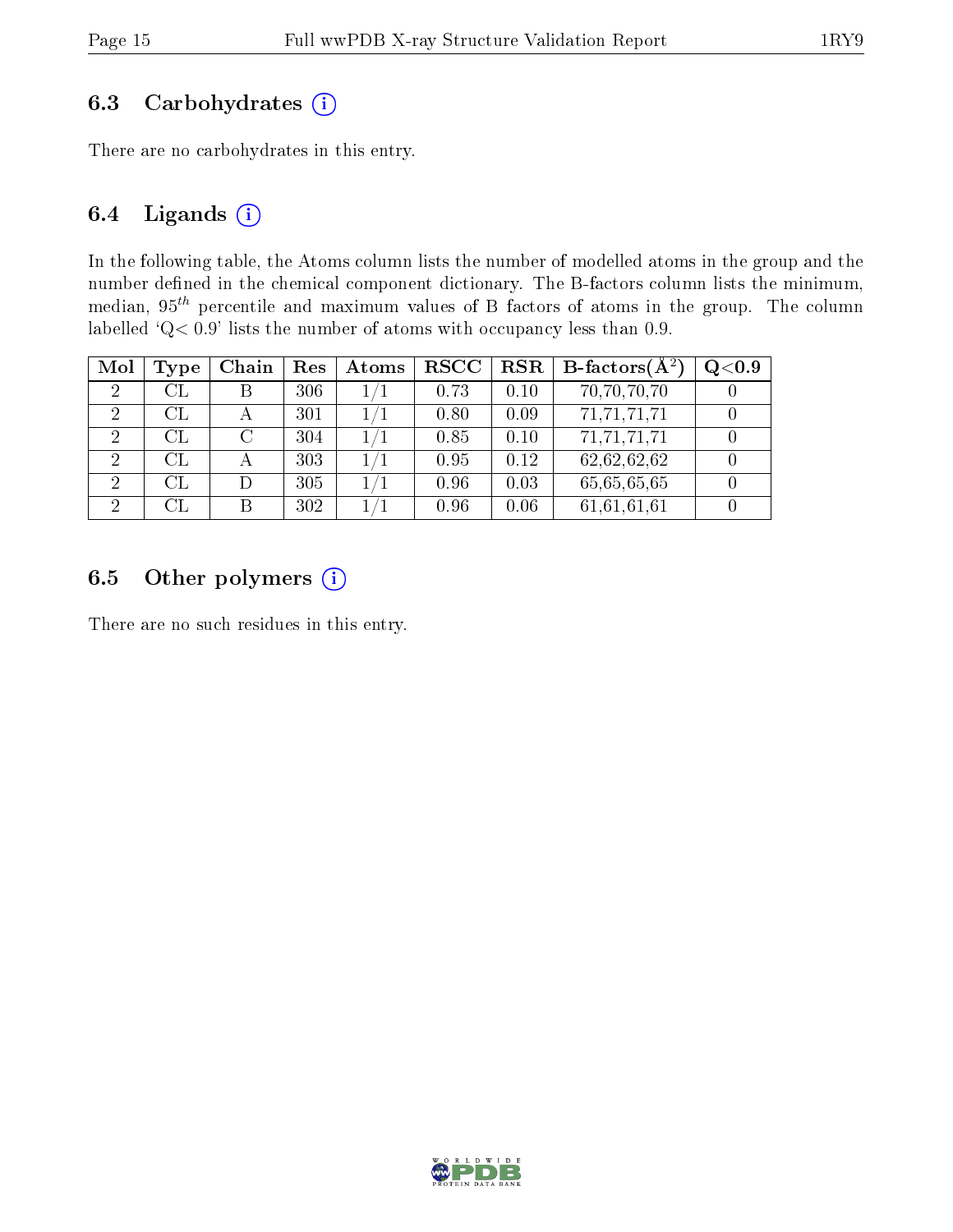## 6.3 Carbohydrates (i)

There are no carbohydrates in this entry.

## 6.4 Ligands (i)

In the following table, the Atoms column lists the number of modelled atoms in the group and the number defined in the chemical component dictionary. The B-factors column lists the minimum, median, $95^{th}$ percentile and maximum values of B factors of atoms in the group. The column labelled 'Q< 0.9' lists the number of atoms with occupancy less than 0.9.

| Mol | Type | Chain | Res | Atoms | RSCC | RSR | B-factors($Å^2$) | Q<0.9 |
|---|---|---|---|---|---|---|---|---|
| 2 | CL | B | 306 | 1/1 | 0.73 | 0.10 | 70,70,70,70 | 0 |
| 2 | CL | A | 301 | 1/1 | 0.80 | 0.09 | 71,71,71,71 | 0 |
| 2 | CL | C | 304 | 1/1 | 0.85 | 0.10 | 71,71,71,71 | 0 |
| 2 | CL | A | 303 | 1/1 | 0.95 | 0.12 | 62,62,62,62 | 0 |
| 2 | CL | D | 305 | 1/1 | 0.96 | 0.03 | 65,65,65,65 | 0 |
| 2 | CL | B | 302 | 1/1 | 0.96 | 0.06 | 61,61,61,61 | 0 |

## 6.5 Other polymers (i)

There are no such residues in this entry.